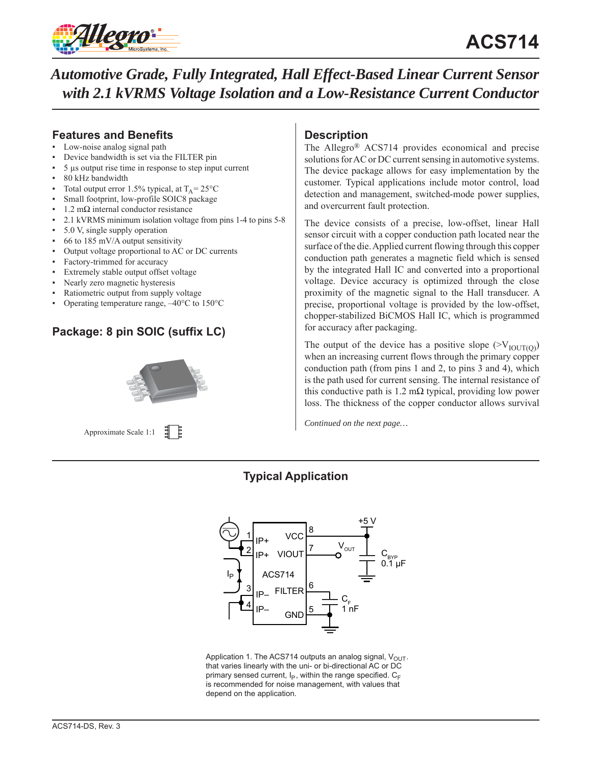# ACS714

## *Automotive Grade, Fully Integrated, Hall Effect-Based Linear Current Sensor with 2.1 kVRMS Voltage Isolation and a Low-Resistance Current Conductor*

### Features and Benefits

- Low-noise analog signal path
- Device bandwidth is set via the FILTER pin
- 5 µs output rise time in response to step input current
- 80 kHz bandwidth
- Total output error 1.5% typical, at $T_A = 25°C$
- Small footprint, low-profile SOIC8 package
- 1.2 mΩ internal conductor resistance
- 2.1 kVRMS minimum isolation voltage from pins 1-4 to pins 5-8
- 5.0 V, single supply operation
- 66 to 185 mV/A output sensitivity
- Output voltage proportional to AC or DC currents
- Factory-trimmed for accuracy
- Extremely stable output offset voltage
- Nearly zero magnetic hysteresis
- Ratiometric output from supply voltage
- Operating temperature range, –40°C to 150°C

### Package: 8 pin SOIC (suffix LC)

Approximate Scale 1:1

### Description

The Allegro® ACS714 provides economical and precise solutions for AC or DC current sensing in automotive systems. The device package allows for easy implementation by the customer. Typical applications include motor control, load detection and management, switched-mode power supplies, and overcurrent fault protection.

The device consists of a precise, low-offset, linear Hall sensor circuit with a copper conduction path located near the surface of the die. Applied current flowing through this copper conduction path generates a magnetic field which is sensed by the integrated Hall IC and converted into a proportional voltage. Device accuracy is optimized through the close proximity of the magnetic signal to the Hall transducer. A precise, proportional voltage is provided by the low-offset, chopper-stabilized BiCMOS Hall IC, which is programmed for accuracy after packaging.

The output of the device has a positive slope (>$V_{IOUT(Q)}$) when an increasing current flows through the primary copper conduction path (from pins 1 and 2, to pins 3 and 4), which is the path used for current sensing. The internal resistance of this conductive path is 1.2 mΩ typical, providing low power loss. The thickness of the copper conductor allows survival

*Continued on the next page…*

### Typical Application

Application 1. The ACS714 outputs an analog signal, $V_{OUT}$. that varies linearly with the uni- or bi-directional AC or DC primary sensed current, $I_P$, within the range specified. $C_F$ is recommended for noise management, with values that depend on the application.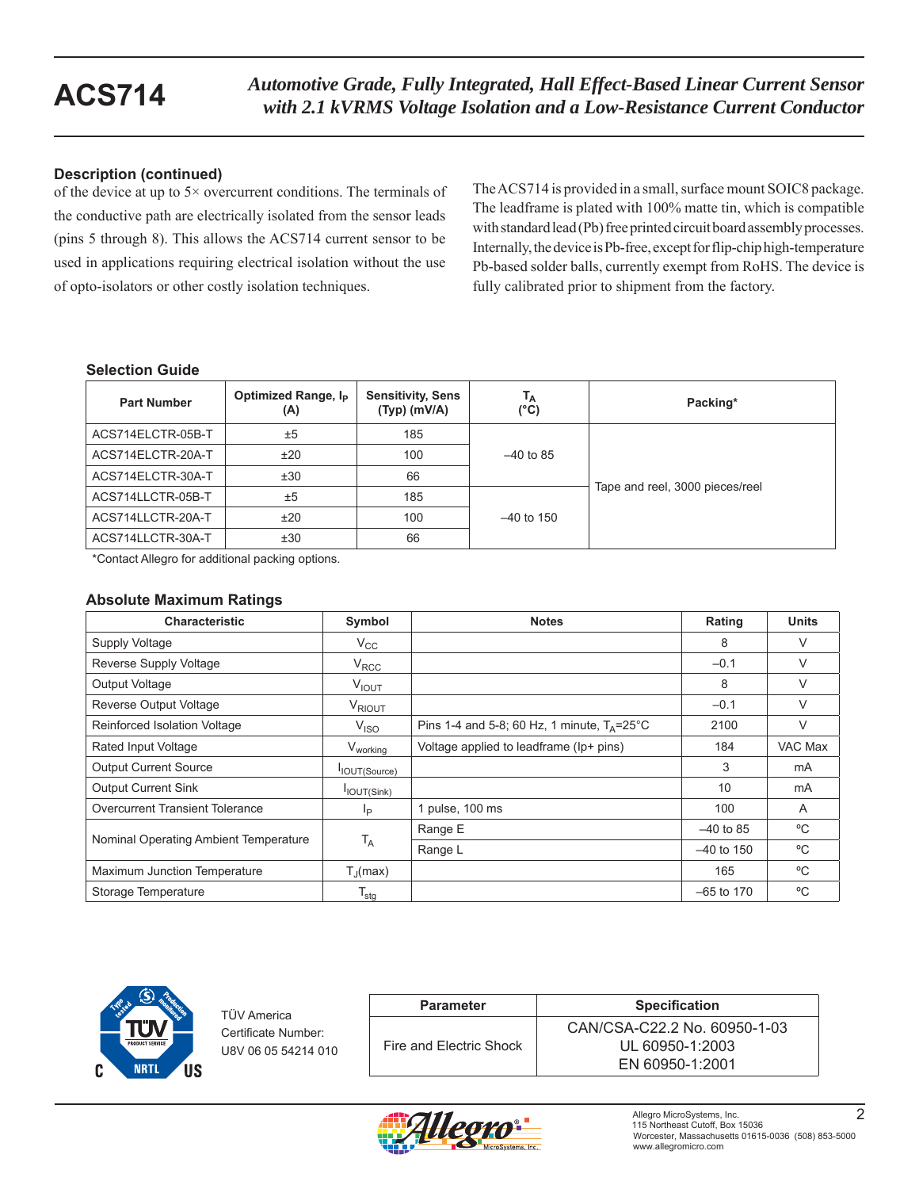## Description (continued)

of the device at up to 5× overcurrent conditions. The terminals of the conductive path are electrically isolated from the sensor leads (pins 5 through 8). This allows the ACS714 current sensor to be used in applications requiring electrical isolation without the use of opto-isolators or other costly isolation techniques.

The ACS714 is provided in a small, surface mount SOIC8 package. The leadframe is plated with 100% matte tin, which is compatible with standard lead (Pb) free printed circuit board assembly processes. Internally, the device is Pb-free, except for flip-chip high-temperature Pb-based solder balls, currently exempt from RoHS. The device is fully calibrated prior to shipment from the factory.

### Selection Guide

| Part Number | Optimized Range, $I_P$ (A) | Sensitivity, Sens (Typ) (mV/A) | $T_A$ (°C) | Packing* |
|---|---|---|---|---|
| ACS714ELCTR-05B-T | ±5 | 185 | –40 to 85 | Tape and reel, 3000 pieces/reel |
| ACS714ELCTR-20A-T | ±20 | 100 | | |
| ACS714ELCTR-30A-T | ±30 | 66 | | |
| ACS714LLCTR-05B-T | ±5 | 185 | –40 to 150 | |
| ACS714LLCTR-20A-T | ±20 | 100 | | |
| ACS714LLCTR-30A-T | ±30 | 66 | | |

*Contact Allegro for additional packing options.

### Absolute Maximum Ratings

| Characteristic | Symbol | Notes | Rating | Units |
|---|---|---|---|---|
| Supply Voltage | $V_{CC}$ | | 8 | V |
| Reverse Supply Voltage | $V_{RCC}$ | | –0.1 | V |
| Output Voltage | $V_{IOUT}$ | | 8 | V |
| Reverse Output Voltage | $V_{RIOUT}$ | | –0.1 | V |
| Reinforced Isolation Voltage | $V_{ISO}$ | Pins 1-4 and 5-8; 60 Hz, 1 minute, $T_A$=25°C | 2100 | V |
| Rated Input Voltage | $V_{working}$ | Voltage applied to leadframe (Ip+ pins) | 184 | VAC Max |
| Output Current Source | $I_{IOUT(Source)}$ | | 3 | mA |
| Output Current Sink | $I_{IOUT(Sink)}$ | | 10 | mA |
| Overcurrent Transient Tolerance | $I_P$ | 1 pulse, 100 ms | 100 | A |
| Nominal Operating Ambient Temperature | $T_A$ | Range E | –40 to 85 | ºC |
| | | Range L | –40 to 150 | ºC |
| Maximum Junction Temperature | $T_J$(max) | | 165 | ºC |
| Storage Temperature | $T_{stg}$ | | –65 to 170 | ºC |

TÜV America
Certificate Number:
U8V 06 05 54214 010

| Parameter | Specification |
|---|---|
| Fire and Electric Shock | CAN/CSA-C22.2 No. 60950-1-03<br>UL 60950-1:2003<br>EN 60950-1:2001 |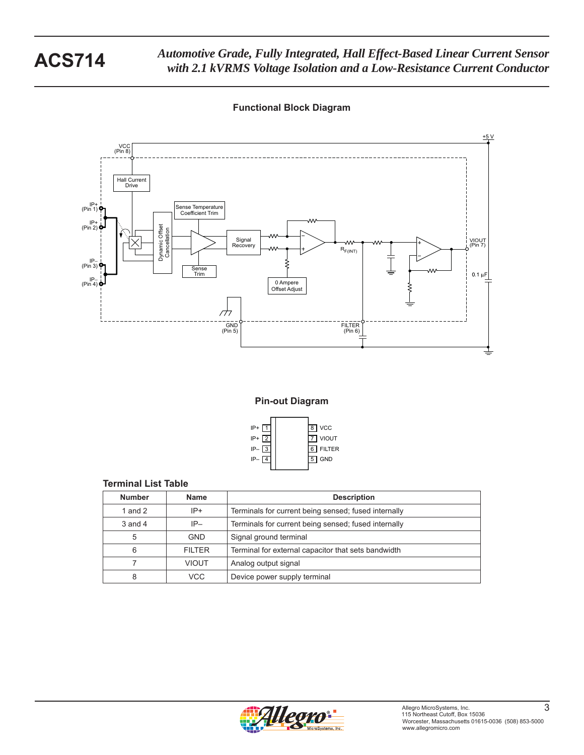## Functional Block Diagram

## Pin-out Diagram

### Terminal List Table

| Number | Name | Description |
|---|---|---|
| 1 and 2 | IP+ | Terminals for current being sensed; fused internally |
| 3 and 4 | IP– | Terminals for current being sensed; fused internally |
| 5 | GND | Signal ground terminal |
| 6 | FILTER | Terminal for external capacitor that sets bandwidth |
| 7 | VIOUT | Analog output signal |
| 8 | VCC | Device power supply terminal |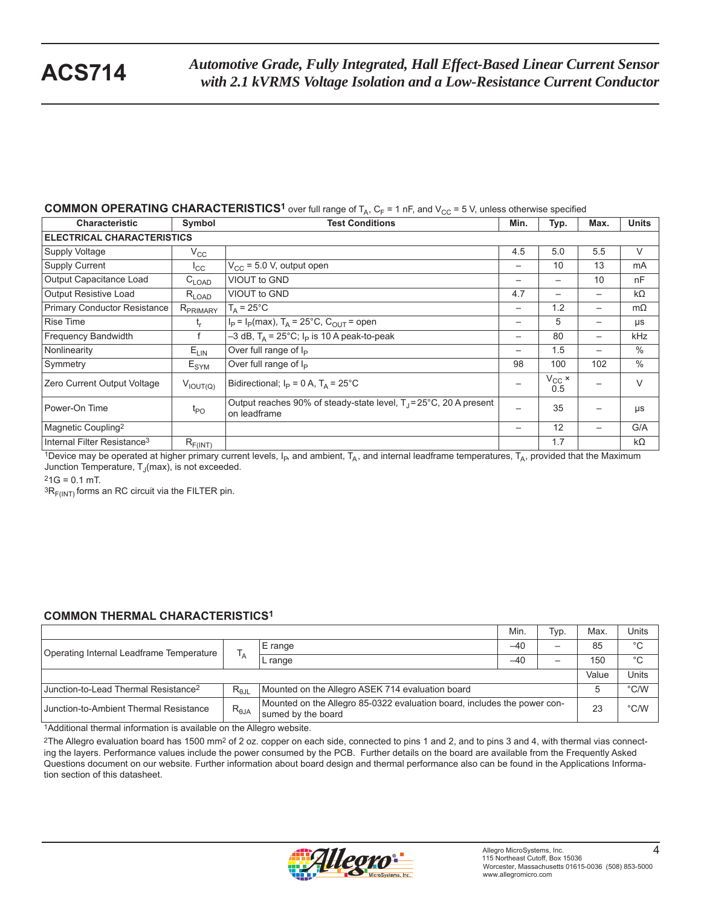### COMMON OPERATING CHARACTERISTICS[1] over full range of $T_A$, $C_F$ = 1 nF, and $V_{CC}$ = 5 V, unless otherwise specified

| Characteristic | Symbol | Test Conditions | Min. | Typ. | Max. | Units |
|---|---|---|---|---|---|---|
| **ELECTRICAL CHARACTERISTICS** | | | | | | |
| Supply Voltage | $V_{CC}$ | | 4.5 | 5.0 | 5.5 | V |
| Supply Current | $I_{CC}$ | $V_{CC}$ = 5.0 V, output open | – | 10 | 13 | mA |
| Output Capacitance Load | $C_{LOAD}$ | VIOUT to GND | – | – | 10 | nF |
| Output Resistive Load | $R_{LOAD}$ | VIOUT to GND | 4.7 | – | – | kΩ |
| Primary Conductor Resistance | $R_{PRIMARY}$ | $T_A$ = 25°C | – | 1.2 | – | mΩ |
| Rise Time | $t_r$ | $I_P = I_P$(max), $T_A$ = 25°C, $C_{OUT}$ = open | – | 5 | – | μs |
| Frequency Bandwidth | f | –3 dB, $T_A$ = 25°C; $I_P$ is 10 A peak-to-peak | – | 80 | – | kHz |
| Nonlinearity | $E_{LIN}$ | Over full range of $I_P$ | – | 1.5 | – | % |
| Symmetry | $E_{SYM}$ | Over full range of $I_P$ | 98 | 100 | 102 | % |
| Zero Current Output Voltage | $V_{IOUT(Q)}$ | Bidirectional; $I_P$ = 0 A, $T_A$ = 25°C | – | $V_{CC}$ × 0.5 | – | V |
| Power-On Time | $t_{PO}$ | Output reaches 90% of steady-state level, $T_J$ = 25°C, 20 A present on leadframe | – | 35 | – | μs |
| Magnetic Coupling[2] | | | – | 12 | – | G/A |
| Internal Filter Resistance[3] | $R_{F(INT)}$ | | | 1.7 | | kΩ |

[1]Device may be operated at higher primary current levels, $I_P$, and ambient, $T_A$, and internal leadframe temperatures, $T_A$, provided that the Maximum Junction Temperature, $T_J$(max), is not exceeded.

[2]1G = 0.1 mT.

[3]$R_{F(INT)}$ forms an RC circuit via the FILTER pin.

### COMMON THERMAL CHARACTERISTICS[1]

| | | | Min. | Typ. | Max. | Units |
|---|---|---|---|---|---|---|
| Operating Internal Leadframe Temperature | $T_A$ | E range | –40 | – | 85 | °C |
| | | L range | –40 | – | 150 | °C |
| | | | | | Value | Units |
| Junction-to-Lead Thermal Resistance[2] | $R_{\theta JL}$ | Mounted on the Allegro ASEK 714 evaluation board | | | 5 | °C/W |
| Junction-to-Ambient Thermal Resistance | $R_{\theta JA}$ | Mounted on the Allegro 85-0322 evaluation board, includes the power consumed by the board | | | 23 | °C/W |

[1]Additional thermal information is available on the Allegro website.

[2]The Allegro evaluation board has 1500 mm² of 2 oz. copper on each side, connected to pins 1 and 2, and to pins 3 and 4, with thermal vias connecting the layers. Performance values include the power consumed by the PCB. Further details on the board are available from the Frequently Asked Questions document on our website. Further information about board design and thermal performance also can be found in the Applications Information section of this datasheet.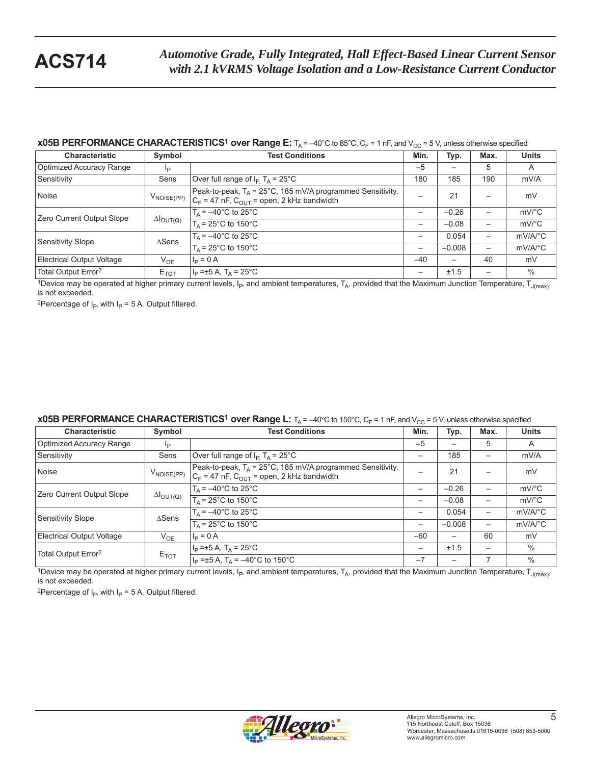**x05B PERFORMANCE CHARACTERISTICS[1] over Range E:** $T_A$ = –40°C to 85°C, $C_F$ = 1 nF, and $V_{CC}$ = 5 V, unless otherwise specified

| Characteristic | Symbol | Test Conditions | Min. | Typ. | Max. | Units |
|---|---|---|---|---|---|---|
| Optimized Accuracy Range | $I_P$ | | –5 | – | 5 | A |
| Sensitivity | Sens | Over full range of $I_P$, $T_A$ = 25°C | 180 | 185 | 190 | mV/A |
| Noise | $V_{NOISE(PP)}$ | Peak-to-peak, $T_A$ = 25°C, 185 mV/A programmed Sensitivity, $C_F$ = 47 nF, $C_{OUT}$ = open, 2 kHz bandwidth | – | 21 | – | mV |
| Zero Current Output Slope | $\Delta I_{OUT(Q)}$ | $T_A$ = –40°C to 25°C | – | –0.26 | – | mV/°C |
| | | $T_A$ = 25°C to 150°C | – | –0.08 | – | mV/°C |
| Sensitivity Slope | $\Delta$Sens | $T_A$ = –40°C to 25°C | – | 0.054 | – | mV/A/°C |
| | | $T_A$ = 25°C to 150°C | – | –0.008 | – | mV/A/°C |
| Electrical Output Voltage | $V_{OE}$ | $I_P$ = 0 A | –40 | – | 40 | mV |
| Total Output Error[2] | $E_{TOT}$ | $I_P$ =±5 A, $T_A$ = 25°C | – | ±1.5 | – | % |

[1]Device may be operated at higher primary current levels, $I_P$, and ambient temperatures, $T_A$, provided that the Maximum Junction Temperature, $T_{J(max)}$, is not exceeded.

[2]Percentage of $I_P$, with $I_P$ = 5 A. Output filtered.

**x05B PERFORMANCE CHARACTERISTICS[1] over Range L:** $T_A$ = –40°C to 150°C, $C_F$ = 1 nF, and $V_{CC}$ = 5 V, unless otherwise specified

| Characteristic | Symbol | Test Conditions | Min. | Typ. | Max. | Units |
|---|---|---|---|---|---|---|
| Optimized Accuracy Range | $I_P$ | | –5 | – | 5 | A |
| Sensitivity | Sens | Over full range of $I_P$, $T_A$ = 25°C | – | 185 | – | mV/A |
| Noise | $V_{NOISE(PP)}$ | Peak-to-peak, $T_A$ = 25°C, 185 mV/A programmed Sensitivity, $C_F$ = 47 nF, $C_{OUT}$ = open, 2 kHz bandwidth | – | 21 | – | mV |
| Zero Current Output Slope | $\Delta I_{OUT(Q)}$ | $T_A$ = –40°C to 25°C | – | –0.26 | – | mV/°C |
| | | $T_A$ = 25°C to 150°C | – | –0.08 | – | mV/°C |
| Sensitivity Slope | $\Delta$Sens | $T_A$ = –40°C to 25°C | – | 0.054 | – | mV/A/°C |
| | | $T_A$ = 25°C to 150°C | – | –0.008 | – | mV/A/°C |
| Electrical Output Voltage | $V_{OE}$ | $I_P$ = 0 A | –60 | – | 60 | mV |
| Total Output Error[2] | $E_{TOT}$ | $I_P$ =±5 A, $T_A$ = 25°C | – | ±1.5 | – | % |
| | | $I_P$ =±5 A, $T_A$ = –40°C to 150°C | –7 | – | 7 | % |

[1]Device may be operated at higher primary current levels, $I_P$, and ambient temperatures, $T_A$, provided that the Maximum Junction Temperature, $T_{J(max)}$, is not exceeded.

[2]Percentage of $I_P$, with $I_P$ = 5 A. Output filtered.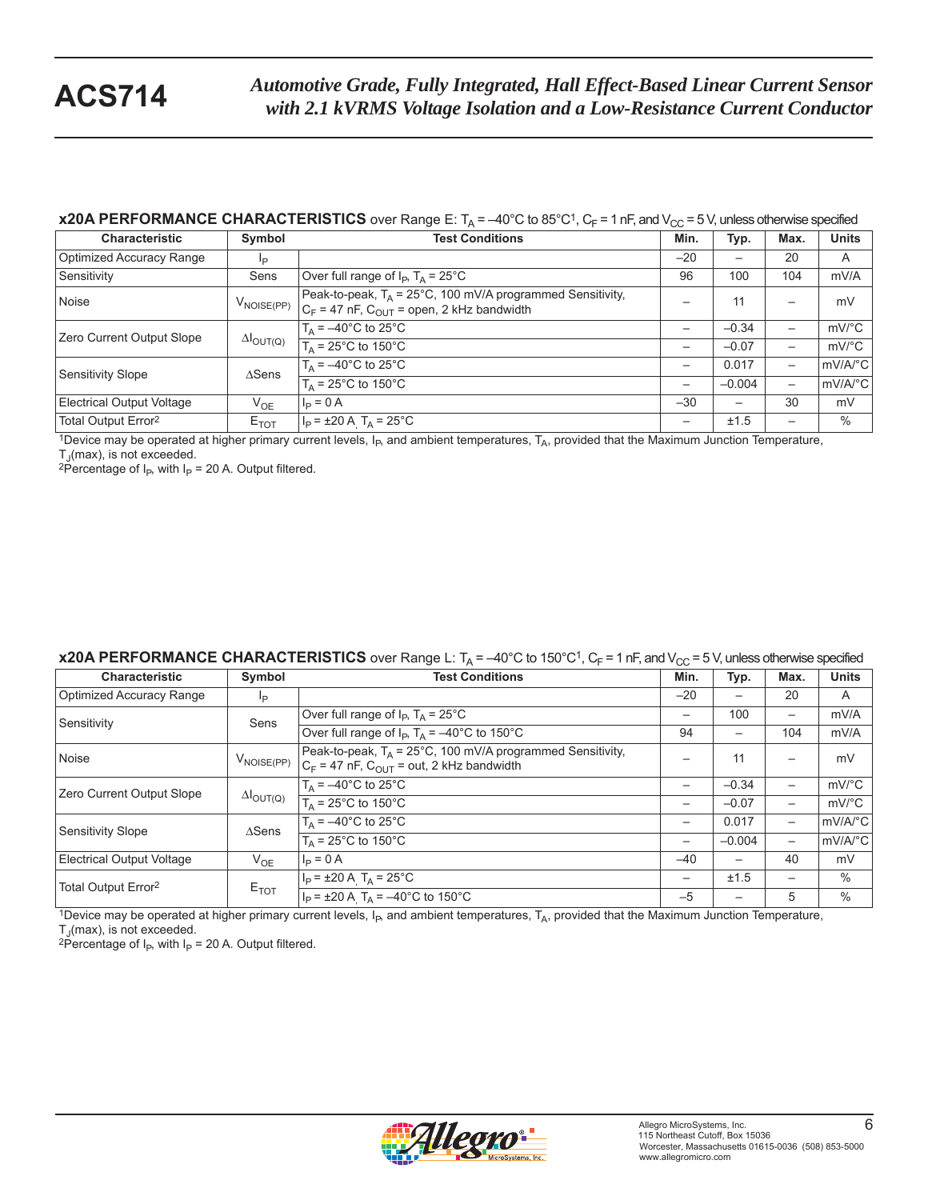**x20A PERFORMANCE CHARACTERISTICS** over Range E: $T_A$ = –40°C to 85°C[1], $C_F$ = 1 nF, and $V_{CC}$ = 5 V, unless otherwise specified

| Characteristic | Symbol | Test Conditions | Min. | Typ. | Max. | Units |
|---|---|---|---|---|---|---|
| Optimized Accuracy Range | $I_P$ | | –20 | – | 20 | A |
| Sensitivity | Sens | Over full range of $I_P$, $T_A$ = 25°C | 96 | 100 | 104 | mV/A |
| Noise | $V_{NOISE(PP)}$ | Peak-to-peak, $T_A$ = 25°C, 100 mV/A programmed Sensitivity, $C_F$ = 47 nF, $C_{OUT}$ = open, 2 kHz bandwidth | – | 11 | – | mV |
| Zero Current Output Slope | $\Delta I_{OUT(Q)}$ | $T_A$ = –40°C to 25°C | – | –0.34 | – | mV/°C |
| | | $T_A$ = 25°C to 150°C | – | –0.07 | – | mV/°C |
| Sensitivity Slope | ΔSens | $T_A$ = –40°C to 25°C | – | 0.017 | – | mV/A/°C |
| | | $T_A$ = 25°C to 150°C | – | –0.004 | – | mV/A/°C |
| Electrical Output Voltage | $V_{OE}$ | $I_P$ = 0 A | –30 | – | 30 | mV |
| Total Output Error[2] | $E_{TOT}$ | $I_P$ = ±20 A, $T_A$ = 25°C | – | ±1.5 | – | % |

[1]Device may be operated at higher primary current levels, $I_P$, and ambient temperatures, $T_A$, provided that the Maximum Junction Temperature, $T_J$(max), is not exceeded.
[2]Percentage of $I_P$, with $I_P$ = 20 A. Output filtered.

**x20A PERFORMANCE CHARACTERISTICS** over Range L: $T_A$ = –40°C to 150°C[1], $C_F$ = 1 nF, and $V_{CC}$ = 5 V, unless otherwise specified

| Characteristic | Symbol | Test Conditions | Min. | Typ. | Max. | Units |
|---|---|---|---|---|---|---|
| Optimized Accuracy Range | $I_P$ | | –20 | – | 20 | A |
| Sensitivity | Sens | Over full range of $I_P$, $T_A$ = 25°C | – | 100 | – | mV/A |
| | | Over full range of $I_P$, $T_A$ = –40°C to 150°C | 94 | – | 104 | mV/A |
| Noise | $V_{NOISE(PP)}$ | Peak-to-peak, $T_A$ = 25°C, 100 mV/A programmed Sensitivity, $C_F$ = 47 nF, $C_{OUT}$ = out, 2 kHz bandwidth | – | 11 | – | mV |
| Zero Current Output Slope | $\Delta I_{OUT(Q)}$ | $T_A$ = –40°C to 25°C | – | –0.34 | – | mV/°C |
| | | $T_A$ = 25°C to 150°C | – | –0.07 | – | mV/°C |
| Sensitivity Slope | ΔSens | $T_A$ = –40°C to 25°C | – | 0.017 | – | mV/A/°C |
| | | $T_A$ = 25°C to 150°C | – | –0.004 | – | mV/A/°C |
| Electrical Output Voltage | $V_{OE}$ | $I_P$ = 0 A | –40 | – | 40 | mV |
| Total Output Error[2] | $E_{TOT}$ | $I_P$ = ±20 A, $T_A$ = 25°C | – | ±1.5 | – | % |
| | | $I_P$ = ±20 A, $T_A$ = –40°C to 150°C | –5 | – | 5 | % |

[1]Device may be operated at higher primary current levels, $I_P$, and ambient temperatures, $T_A$, provided that the Maximum Junction Temperature, $T_J$(max), is not exceeded.
[2]Percentage of $I_P$, with $I_P$ = 20 A. Output filtered.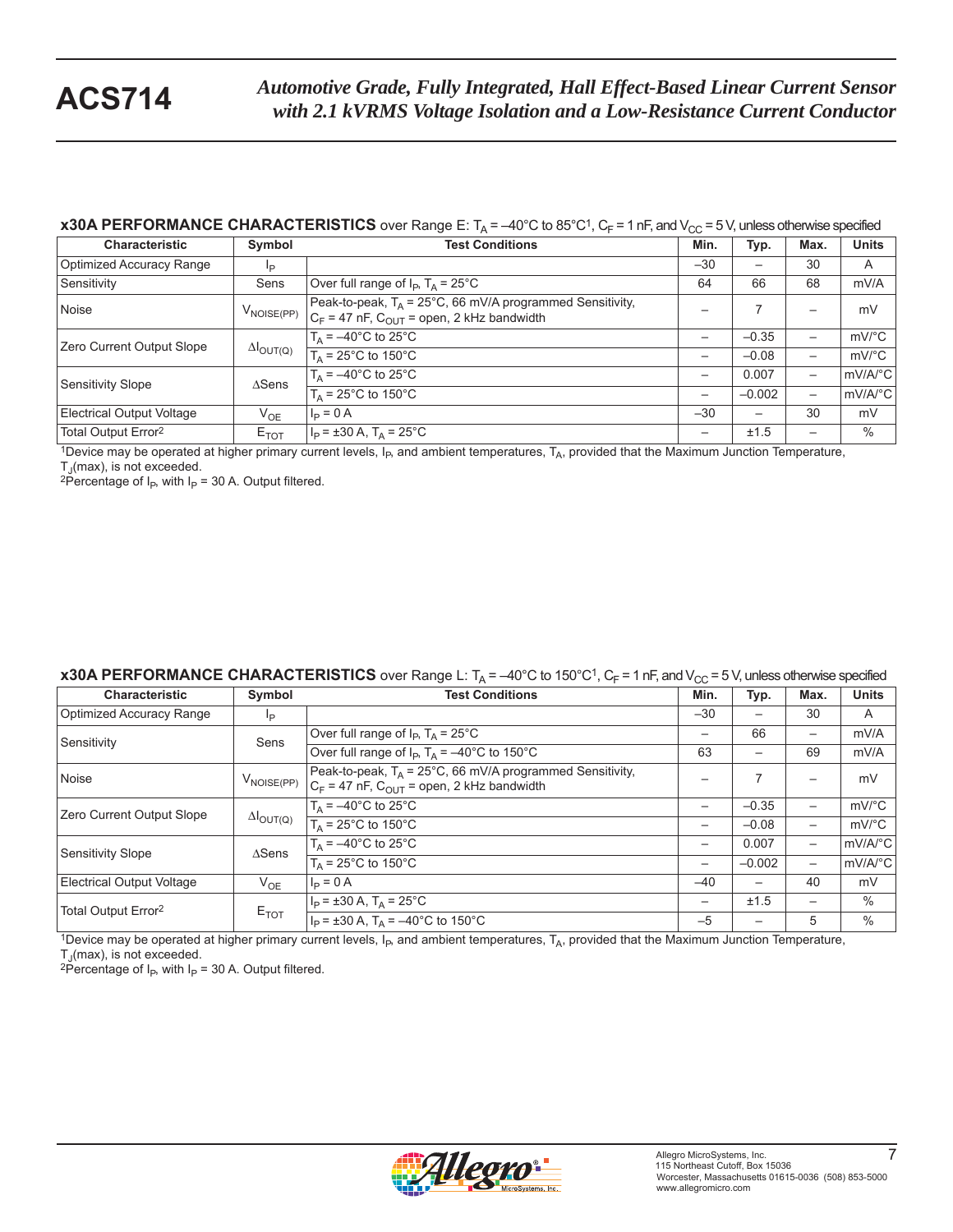**x30A PERFORMANCE CHARACTERISTICS** over Range E: $T_A$ = –40°C to 85°C[1], $C_F$ = 1 nF, and $V_{CC}$ = 5 V, unless otherwise specified

| Characteristic | Symbol | Test Conditions | Min. | Typ. | Max. | Units |
|---|---|---|---|---|---|---|
| Optimized Accuracy Range | $I_P$ | | –30 | – | 30 | A |
| Sensitivity | Sens | Over full range of $I_P$, $T_A$ = 25°C | 64 | 66 | 68 | mV/A |
| Noise | $V_{NOISE(PP)}$ | Peak-to-peak, $T_A$ = 25°C, 66 mV/A programmed Sensitivity, $C_F$ = 47 nF, $C_{OUT}$ = open, 2 kHz bandwidth | – | 7 | – | mV |
| Zero Current Output Slope | $\Delta I_{OUT(Q)}$ | $T_A$ = –40°C to 25°C | – | –0.35 | – | mV/°C |
| | | $T_A$ = 25°C to 150°C | – | –0.08 | – | mV/°C |
| Sensitivity Slope | ΔSens | $T_A$ = –40°C to 25°C | – | 0.007 | – | mV/A/°C |
| | | $T_A$ = 25°C to 150°C | – | –0.002 | – | mV/A/°C |
| Electrical Output Voltage | $V_{OE}$ | $I_P$ = 0 A | –30 | – | 30 | mV |
| Total Output Error[2] | $E_{TOT}$ | $I_P$ = ±30 A, $T_A$ = 25°C | – | ±1.5 | – | % |

[1]Device may be operated at higher primary current levels, $I_P$, and ambient temperatures, $T_A$, provided that the Maximum Junction Temperature, $T_J$(max), is not exceeded.
[2]Percentage of $I_P$, with $I_P$ = 30 A. Output filtered.

**x30A PERFORMANCE CHARACTERISTICS** over Range L: $T_A$ = –40°C to 150°C[1], $C_F$ = 1 nF, and $V_{CC}$ = 5 V, unless otherwise specified

| Characteristic | Symbol | Test Conditions | Min. | Typ. | Max. | Units |
|---|---|---|---|---|---|---|
| Optimized Accuracy Range | $I_P$ | | –30 | – | 30 | A |
| Sensitivity | Sens | Over full range of $I_P$, $T_A$ = 25°C | – | 66 | – | mV/A |
| | | Over full range of $I_P$, $T_A$ = –40°C to 150°C | 63 | – | 69 | mV/A |
| Noise | $V_{NOISE(PP)}$ | Peak-to-peak, $T_A$ = 25°C, 66 mV/A programmed Sensitivity, $C_F$ = 47 nF, $C_{OUT}$ = open, 2 kHz bandwidth | – | 7 | – | mV |
| Zero Current Output Slope | $\Delta I_{OUT(Q)}$ | $T_A$ = –40°C to 25°C | – | –0.35 | – | mV/°C |
| | | $T_A$ = 25°C to 150°C | – | –0.08 | – | mV/°C |
| Sensitivity Slope | ΔSens | $T_A$ = –40°C to 25°C | – | 0.007 | – | mV/A/°C |
| | | $T_A$ = 25°C to 150°C | – | –0.002 | – | mV/A/°C |
| Electrical Output Voltage | $V_{OE}$ | $I_P$ = 0 A | –40 | – | 40 | mV |
| Total Output Error[2] | $E_{TOT}$ | $I_P$ = ±30 A, $T_A$ = 25°C | – | ±1.5 | – | % |
| | | $I_P$ = ±30 A, $T_A$ = –40°C to 150°C | –5 | – | 5 | % |

[1]Device may be operated at higher primary current levels, $I_P$, and ambient temperatures, $T_A$, provided that the Maximum Junction Temperature, $T_J$(max), is not exceeded.
[2]Percentage of $I_P$, with $I_P$ = 30 A. Output filtered.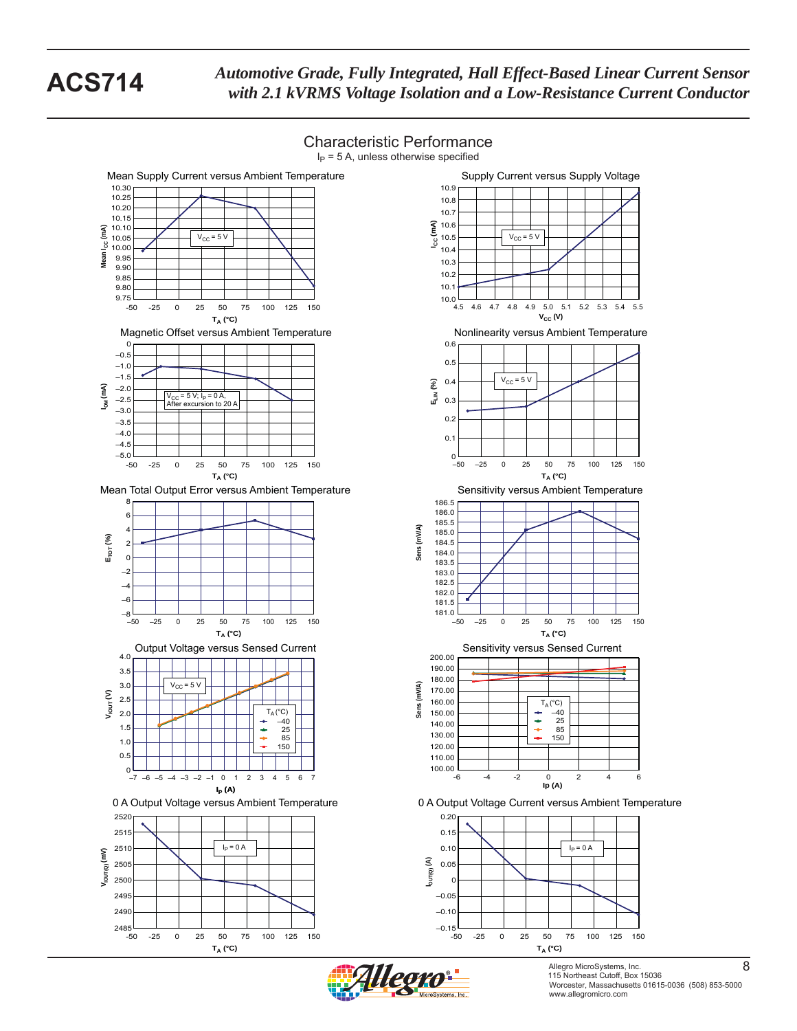## Characteristic Performance

$I_P$ = 5 A, unless otherwise specified

**Mean Supply Current versus Ambient Temperature**

$V_{CC}$ = 5 V

Mean $I_{CC}$ (mA) vs. $T_A$ (°C)

**Supply Current versus Supply Voltage**

$V_{CC}$ = 5 V

$I_{CC}$ (mA) vs. $V_{CC}$ (V)

**Magnetic Offset versus Ambient Temperature**

$V_{CC}$ = 5 V; $I_P$ = 0 A, After excursion to 20 A

$I_{OM}$ (mA) vs. $T_A$ (°C)

**Nonlinearity versus Ambient Temperature**

$V_{CC}$ = 5 V

$E_{LIN}$ (%) vs. $T_A$ (°C)

**Mean Total Output Error versus Ambient Temperature**

$E_{TOT}$ (%) vs. $T_A$ (°C)

**Sensitivity versus Ambient Temperature**

Sens (mV/A) vs. $T_A$ (°C)

**Output Voltage versus Sensed Current**

$V_{CC}$ = 5 V

$T_A$ (°C): –40, 25, 85, 150

$V_{IOUT}$ (V) vs. $I_P$ (A)

**Sensitivity versus Sensed Current**

$T_A$ (°C): –40, 25, 85, 150

Sens (mV/A) vs. Ip (A)

**0 A Output Voltage versus Ambient Temperature**

$I_P$ = 0 A

$V_{IOUT(Q)}$ (mV) vs. $T_A$ (°C)

**0 A Output Voltage Current versus Ambient Temperature**

$I_P$ = 0 A

$I_{OUT(Q)}$ (A) vs. $T_A$ (°C)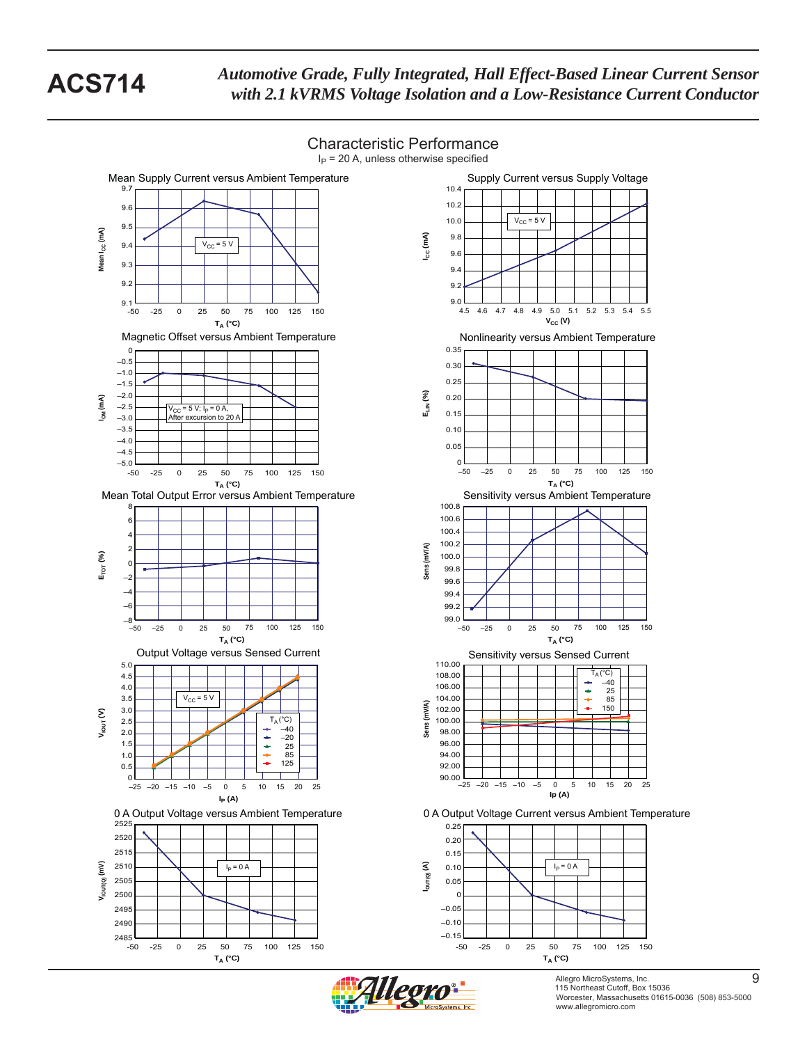# Characteristic Performance

$I_P$ = 20 A, unless otherwise specified

### Mean Supply Current versus Ambient Temperature

Mean $I_{CC}$ (mA) vs $T_A$ (°C); $V_{CC}$ = 5 V

### Supply Current versus Supply Voltage

$I_{CC}$ (mA) vs $V_{CC}$ (V); $V_{CC}$ = 5 V

### Magnetic Offset versus Ambient Temperature

$I_{OM}$ (mA) vs $T_A$ (°C); $V_{CC}$ = 5 V; $I_P$ = 0 A, After excursion to 20 A

### Nonlinearity versus Ambient Temperature

$E_{LIN}$ (%) vs $T_A$ (°C)

### Mean Total Output Error versus Ambient Temperature

$E_{TOT}$ (%) vs $T_A$ (°C)

### Sensitivity versus Ambient Temperature

Sens (mV/A) vs $T_A$ (°C)

### Output Voltage versus Sensed Current

$V_{IOUT}$ (V) vs $I_P$ (A); $V_{CC}$ = 5 V; $T_A$ (°C): –40, –20, 25, 85, 125

### Sensitivity versus Sensed Current

Sens (mV/A) vs Ip (A); $T_A$ (°C): –40, 25, 85, 150

### 0 A Output Voltage versus Ambient Temperature

$V_{IOUT(Q)}$ (mV) vs $T_A$ (°C); $I_P$ = 0 A

### 0 A Output Voltage Current versus Ambient Temperature

$I_{OUT(Q)}$ (A) vs $T_A$ (°C); $I_P$ = 0 A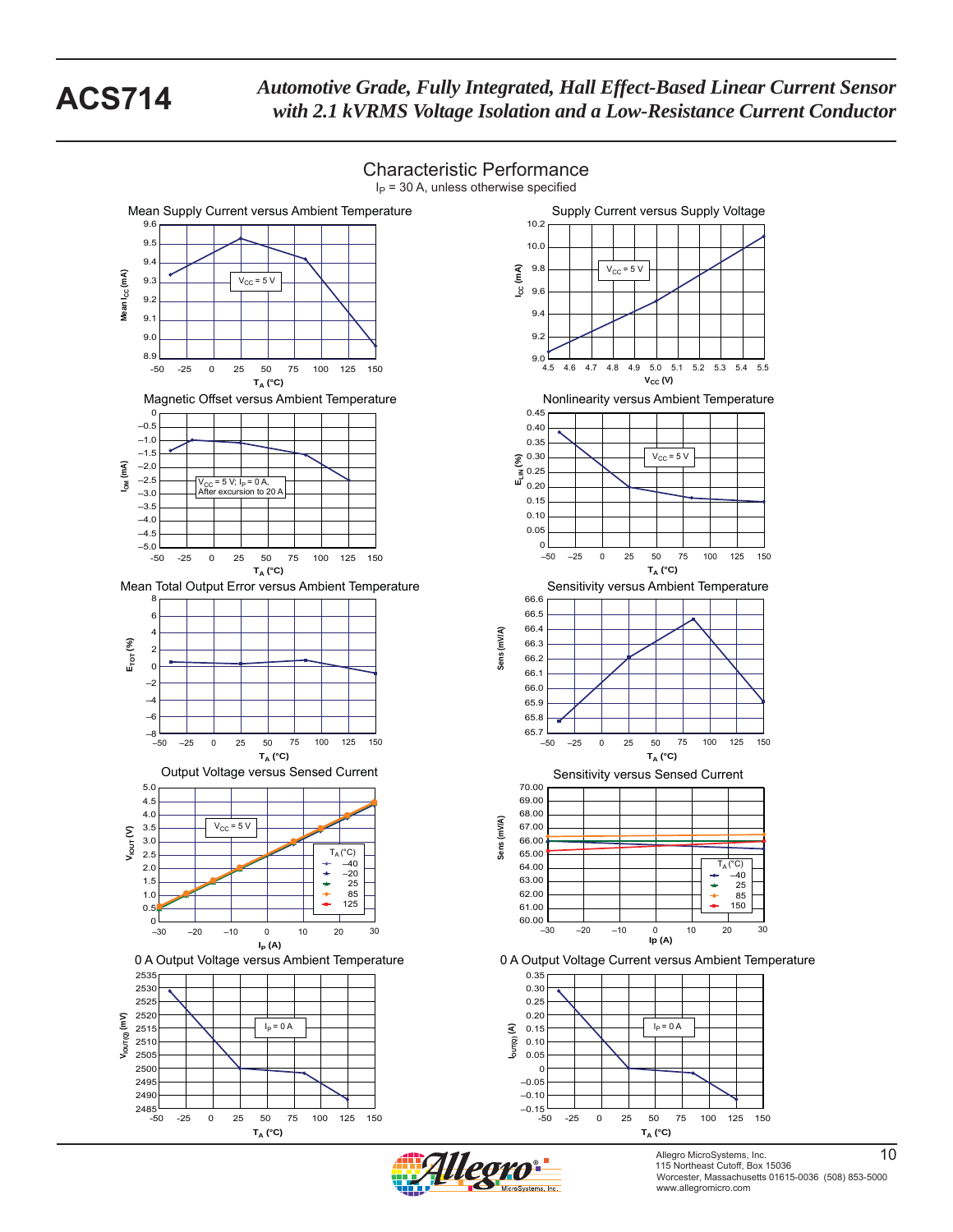## Characteristic Performance

$I_P$ = 30 A, unless otherwise specified

### Mean Supply Current versus Ambient Temperature

$V_{CC}$ = 5 V

Mean $I_{CC}$ (mA) vs. $T_A$ (°C)

### Supply Current versus Supply Voltage

$V_{CC}$ = 5 V

$I_{CC}$ (mA) vs. $V_{CC}$ (V)

### Magnetic Offset versus Ambient Temperature

$V_{CC}$ = 5 V; $I_P$ = 0 A, After excursion to 20 A

$I_{OM}$ (mA) vs. $T_A$ (°C)

### Nonlinearity versus Ambient Temperature

$V_{CC}$ = 5 V

$E_{LIN}$ (%) vs. $T_A$ (°C)

### Mean Total Output Error versus Ambient Temperature

$E_{TOT}$ (%) vs. $T_A$ (°C)

### Sensitivity versus Ambient Temperature

Sens (mV/A) vs. $T_A$ (°C)

### Output Voltage versus Sensed Current

$V_{CC}$ = 5 V

$T_A$ (°C): –40, –20, 25, 85, 125

$V_{IOUT}$ (V) vs. $I_P$ (A)

### Sensitivity versus Sensed Current

$T_A$ (°C): –40, 25, 85, 150

Sens (mV/A) vs. Ip (A)

### 0 A Output Voltage versus Ambient Temperature

$I_P$ = 0 A

$V_{IOUT(Q)}$ (mV) vs. $T_A$ (°C)

### 0 A Output Voltage Current versus Ambient Temperature

$I_P$ = 0 A

$I_{OUT(Q)}$ (A) vs. $T_A$ (°C)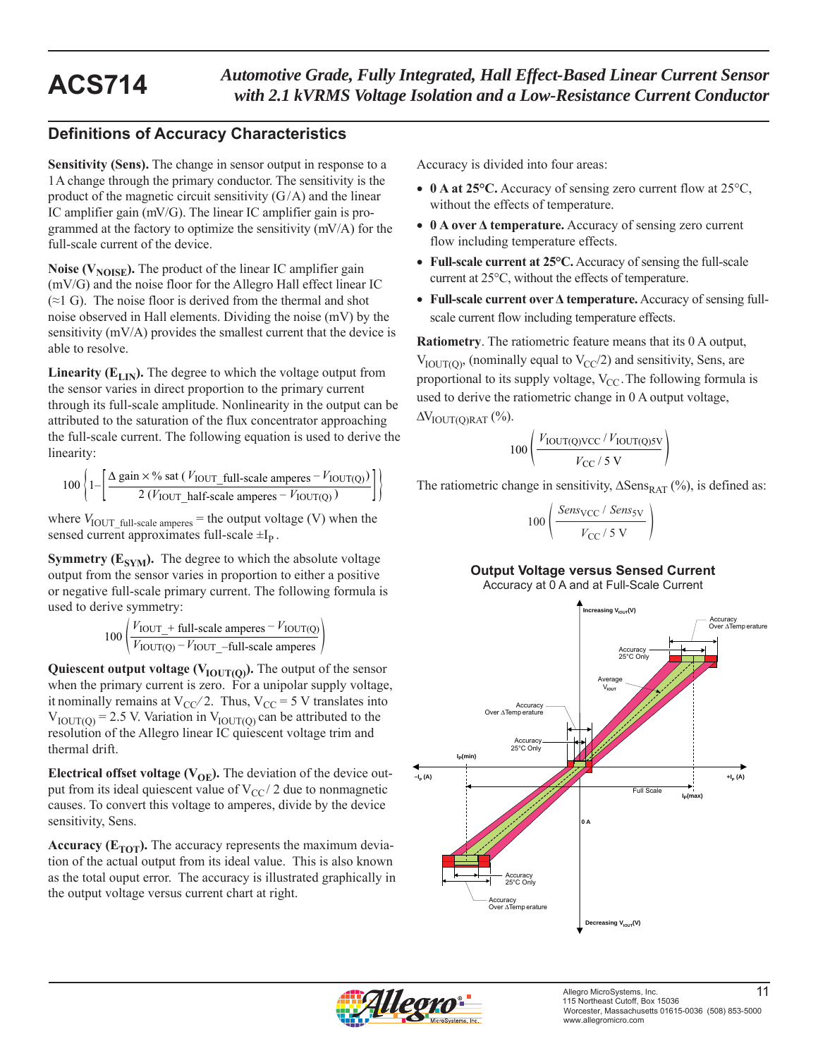## Definitions of Accuracy Characteristics

**Sensitivity (Sens).** The change in sensor output in response to a 1 A change through the primary conductor. The sensitivity is the product of the magnetic circuit sensitivity (G / A) and the linear IC amplifier gain (mV/G). The linear IC amplifier gain is programmed at the factory to optimize the sensitivity (mV/A) for the full-scale current of the device.

**Noise ($V_{NOISE}$).** The product of the linear IC amplifier gain (mV/G) and the noise floor for the Allegro Hall effect linear IC (≈1 G). The noise floor is derived from the thermal and shot noise observed in Hall elements. Dividing the noise (mV) by the sensitivity (mV/A) provides the smallest current that the device is able to resolve.

**Linearity ($E_{LIN}$).** The degree to which the voltage output from the sensor varies in direct proportion to the primary current through its full-scale amplitude. Nonlinearity in the output can be attributed to the saturation of the flux concentrator approaching the full-scale current. The following equation is used to derive the linearity:

$$100 \left\{ 1 - \left[ \frac{\Delta \text{ gain} \times \% \text{ sat } ( V_{\text{IOUT\_full-scale amperes}} - V_{\text{IOUT(Q)}} )}{2 \, ( V_{\text{IOUT\_half-scale amperes}} - V_{\text{IOUT(Q)}} )} \right] \right\}$$

where $V_{\text{IOUT\_full-scale amperes}}$ = the output voltage (V) when the sensed current approximates full-scale $\pm I_P$.

**Symmetry ($E_{SYM}$).** The degree to which the absolute voltage output from the sensor varies in proportion to either a positive or negative full-scale primary current. The following formula is used to derive symmetry:

$$100 \left( \frac{V_{\text{IOUT\_+ full-scale amperes}} - V_{\text{IOUT(Q)}}}{V_{\text{IOUT(Q)}} - V_{\text{IOUT\_–full-scale amperes}}} \right)$$

**Quiescent output voltage ($V_{IOUT(Q)}$).** The output of the sensor when the primary current is zero. For a unipolar supply voltage, it nominally remains at $V_{CC} / 2$. Thus, $V_{CC}$ = 5 V translates into $V_{IOUT(Q)}$ = 2.5 V. Variation in $V_{IOUT(Q)}$ can be attributed to the resolution of the Allegro linear IC quiescent voltage trim and thermal drift.

**Electrical offset voltage ($V_{OE}$).** The deviation of the device output from its ideal quiescent value of $V_{CC} / 2$ due to nonmagnetic causes. To convert this voltage to amperes, divide by the device sensitivity, Sens.

**Accuracy ($E_{TOT}$).** The accuracy represents the maximum deviation of the actual output from its ideal value. This is also known as the total ouput error. The accuracy is illustrated graphically in the output voltage versus current chart at right.

Accuracy is divided into four areas:

- **0 A at 25°C.** Accuracy of sensing zero current flow at 25°C, without the effects of temperature.
- **0 A over Δ temperature.** Accuracy of sensing zero current flow including temperature effects.
- **Full-scale current at 25°C.** Accuracy of sensing the full-scale current at 25°C, without the effects of temperature.
- **Full-scale current over Δ temperature.** Accuracy of sensing full-scale current flow including temperature effects.

**Ratiometry**. The ratiometric feature means that its 0 A output, $V_{IOUT(Q)}$, (nominally equal to $V_{CC}/2$) and sensitivity, Sens, are proportional to its supply voltage, $V_{CC}$. The following formula is used to derive the ratiometric change in 0 A output voltage, $\Delta V_{IOUT(Q)RAT}$ (%).

$$100 \left( \frac{V_{\text{IOUT(Q)VCC}} / V_{\text{IOUT(Q)5V}}}{V_{\text{CC}} / 5 \text{ V}} \right)$$

The ratiometric change in sensitivity, $\Delta Sens_{RAT}$ (%), is defined as:

$$100 \left( \frac{Sens_{\text{VCC}} / Sens_{\text{5V}}}{V_{\text{CC}} / 5 \text{ V}} \right)$$

**Output Voltage versus Sensed Current**
Accuracy at 0 A and at Full-Scale Current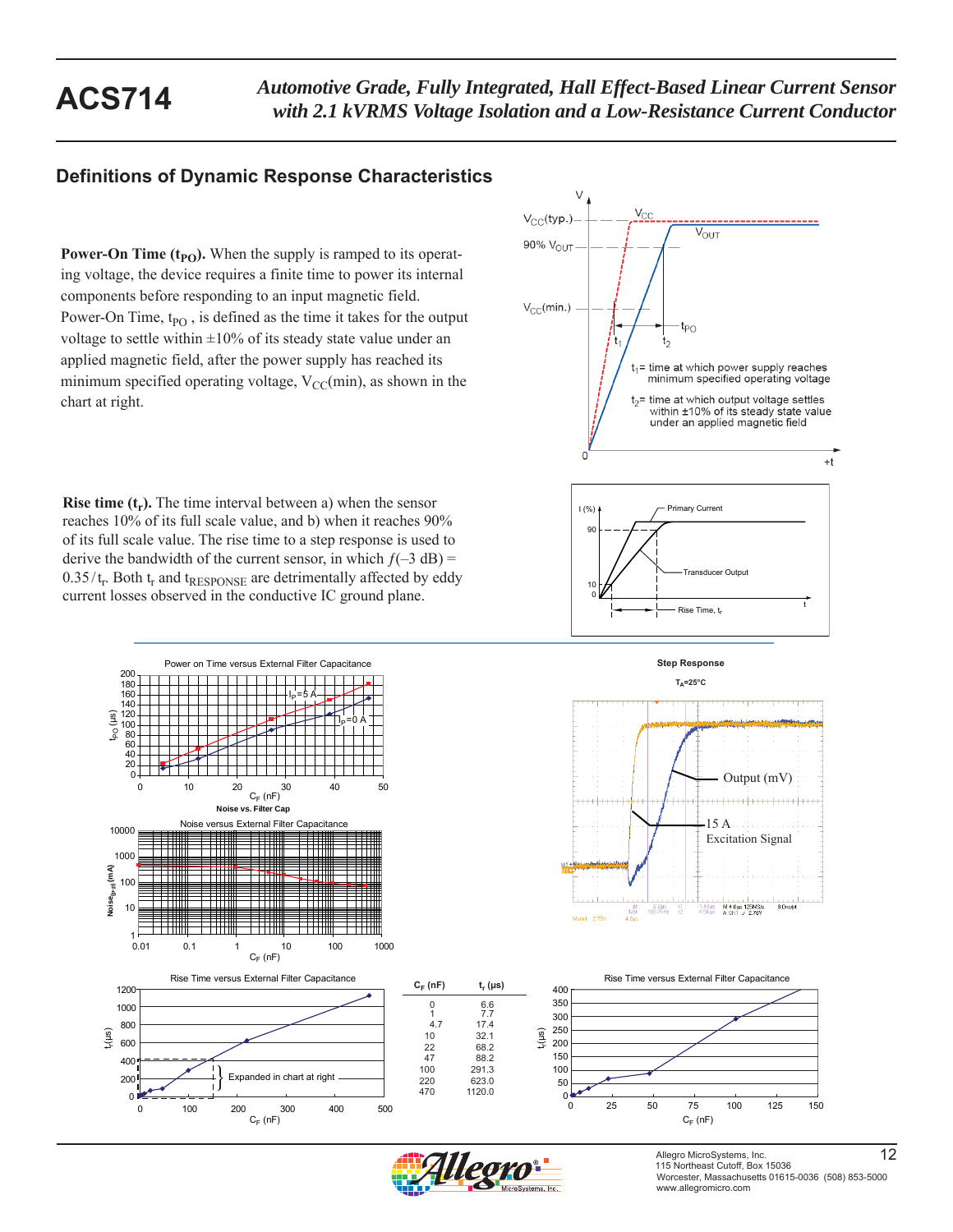## Definitions of Dynamic Response Characteristics

**Power-On Time ($t_{PO}$).** When the supply is ramped to its operating voltage, the device requires a finite time to power its internal components before responding to an input magnetic field. Power-On Time, $t_{PO}$ , is defined as the time it takes for the output voltage to settle within ±10% of its steady state value under an applied magnetic field, after the power supply has reached its minimum specified operating voltage, $V_{CC}$(min), as shown in the chart at right.

$t_1$= time at which power supply reaches minimum specified operating voltage

$t_2$= time at which output voltage settles within ±10% of its steady state value under an applied magnetic field

**Rise time ($t_r$).** The time interval between a) when the sensor reaches 10% of its full scale value, and b) when it reaches 90% of its full scale value. The rise time to a step response is used to derive the bandwidth of the current sensor, in which $f(–3\ \text{dB}) = 0.35 / t_r$. Both $t_r$ and $t_{RESPONSE}$ are detrimentally affected by eddy current losses observed in the conductive IC ground plane.

Power on Time versus External Filter Capacitance

Noise versus External Filter Capacitance

Step Response, $T_A$=25°C

Rise Time versus External Filter Capacitance

| $C_F$ (nF) | $t_r$ (µs) |
|---|---|
| 0 | 6.6 |
| 1 | 7.7 |
| 4.7 | 17.4 |
| 10 | 32.1 |
| 22 | 68.2 |
| 47 | 88.2 |
| 100 | 291.3 |
| 220 | 623.0 |
| 470 | 1120.0 |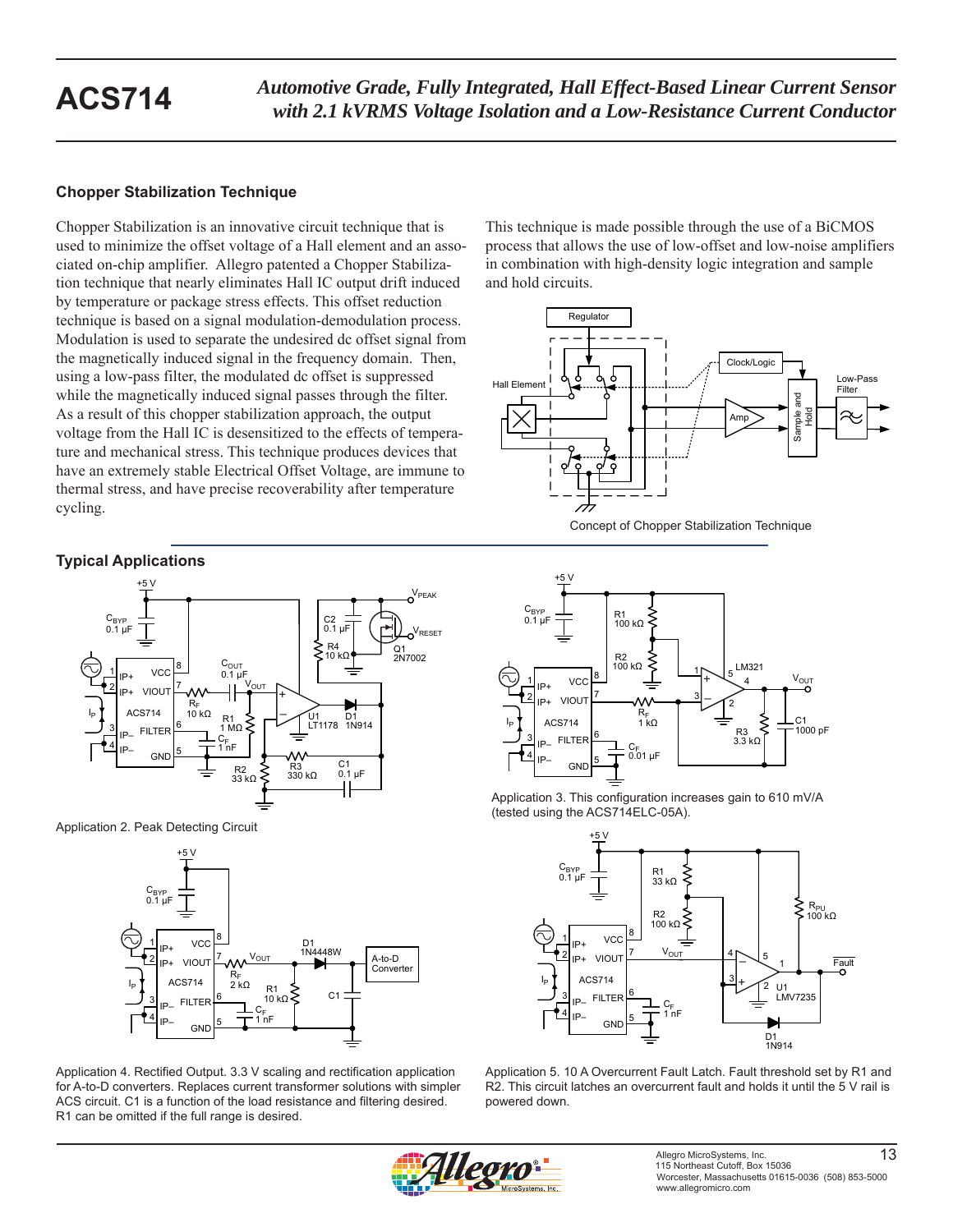## Chopper Stabilization Technique

Chopper Stabilization is an innovative circuit technique that is used to minimize the offset voltage of a Hall element and an associated on-chip amplifier. Allegro patented a Chopper Stabilization technique that nearly eliminates Hall IC output drift induced by temperature or package stress effects. This offset reduction technique is based on a signal modulation-demodulation process. Modulation is used to separate the undesired dc offset signal from the magnetically induced signal in the frequency domain. Then, using a low-pass filter, the modulated dc offset is suppressed while the magnetically induced signal passes through the filter. As a result of this chopper stabilization approach, the output voltage from the Hall IC is desensitized to the effects of temperature and mechanical stress. This technique produces devices that have an extremely stable Electrical Offset Voltage, are immune to thermal stress, and have precise recoverability after temperature cycling.

This technique is made possible through the use of a BiCMOS process that allows the use of low-offset and low-noise amplifiers in combination with high-density logic integration and sample and hold circuits.

Concept of Chopper Stabilization Technique

## Typical Applications

Application 2. Peak Detecting Circuit

Application 3. This configuration increases gain to 610 mV/A (tested using the ACS714ELC-05A).

Application 4. Rectified Output. 3.3 V scaling and rectification application for A-to-D converters. Replaces current transformer solutions with simpler ACS circuit. C1 is a function of the load resistance and filtering desired. R1 can be omitted if the full range is desired.

Application 5. 10 A Overcurrent Fault Latch. Fault threshold set by R1 and R2. This circuit latches an overcurrent fault and holds it until the 5 V rail is powered down.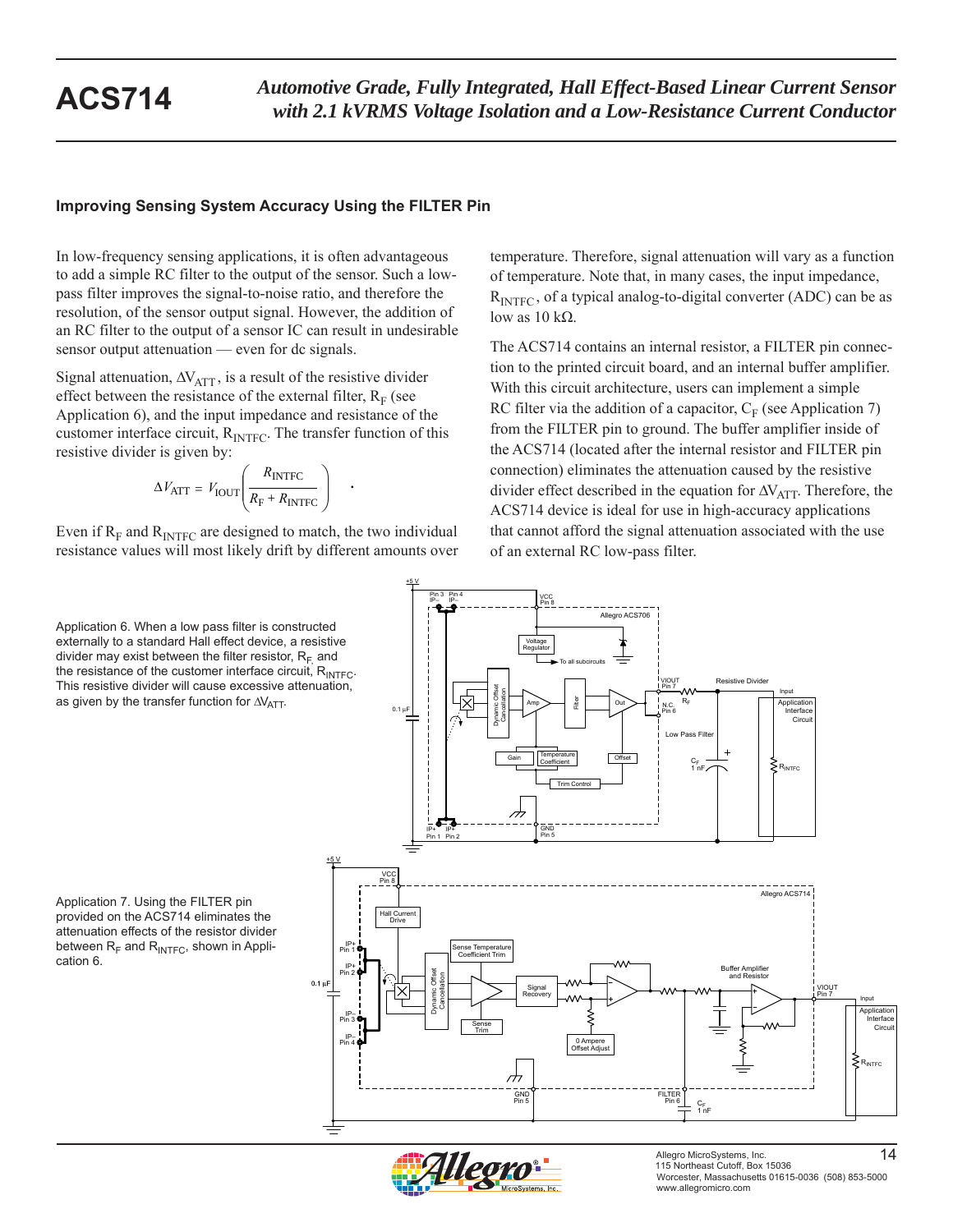## Improving Sensing System Accuracy Using the FILTER Pin

In low-frequency sensing applications, it is often advantageous to add a simple RC filter to the output of the sensor. Such a low-pass filter improves the signal-to-noise ratio, and therefore the resolution, of the sensor output signal. However, the addition of an RC filter to the output of a sensor IC can result in undesirable sensor output attenuation — even for dc signals.

Signal attenuation, $\Delta V_{ATT}$, is a result of the resistive divider effect between the resistance of the external filter, $R_F$ (see Application 6), and the input impedance and resistance of the customer interface circuit, $R_{INTFC}$. The transfer function of this resistive divider is given by:

$$\Delta V_{ATT} = V_{IOUT}\left(\frac{R_{INTFC}}{R_F + R_{INTFC}}\right) .$$

Even if $R_F$ and $R_{INTFC}$ are designed to match, the two individual resistance values will most likely drift by different amounts over temperature. Therefore, signal attenuation will vary as a function of temperature. Note that, in many cases, the input impedance, $R_{INTFC}$, of a typical analog-to-digital converter (ADC) can be as low as 10 kΩ.

The ACS714 contains an internal resistor, a FILTER pin connection to the printed circuit board, and an internal buffer amplifier. With this circuit architecture, users can implement a simple RC filter via the addition of a capacitor, $C_F$ (see Application 7) from the FILTER pin to ground. The buffer amplifier inside of the ACS714 (located after the internal resistor and FILTER pin connection) eliminates the attenuation caused by the resistive divider effect described in the equation for $\Delta V_{ATT}$. Therefore, the ACS714 device is ideal for use in high-accuracy applications that cannot afford the signal attenuation associated with the use of an external RC low-pass filter.

Application 6. When a low pass filter is constructed externally to a standard Hall effect device, a resistive divider may exist between the filter resistor, $R_F$, and the resistance of the customer interface circuit, $R_{INTFC}$. This resistive divider will cause excessive attenuation, as given by the transfer function for $\Delta V_{ATT}$.

Application 7. Using the FILTER pin provided on the ACS714 eliminates the attenuation effects of the resistor divider between $R_F$ and $R_{INTFC}$, shown in Application 6.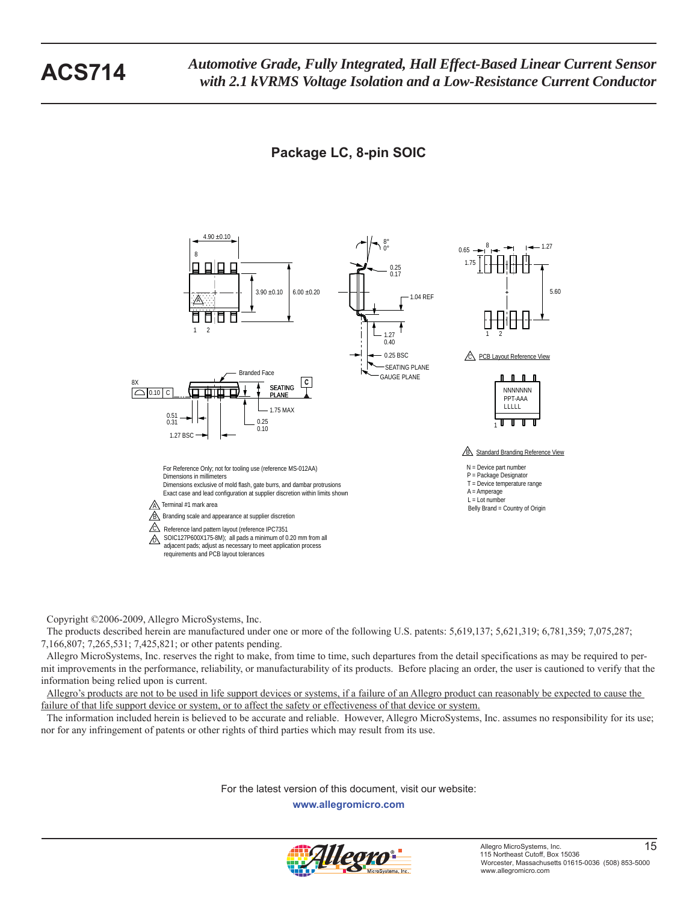## Package LC, 8-pin SOIC

4.90 ±0.10
8
3.90 ±0.10
6.00 ±0.20
1 2
A

8°
0°
0.25
0.17
1.04 REF
1.27
0.40
0.25 BSC
SEATING PLANE
GAUGE PLANE

0.65
8
1.27
1.75
5.60
1 2
C PCB Layout Reference View

Branded Face
8X
0.10 C
C
SEATING PLANE
1.75 MAX
0.51
0.31
0.25
0.10
1.27 BSC

NNNNNNN
PPT-AAA
LLLLL
1

B Standard Branding Reference View

N = Device part number
P = Package Designator
T = Device temperature range
A = Amperage
L = Lot number
Belly Brand = Country of Origin

For Reference Only; not for tooling use (reference MS-012AA)
Dimensions in millimeters
Dimensions exclusive of mold flash, gate burrs, and dambar protrusions
Exact case and lead configuration at supplier discretion within limits shown

A Terminal #1 mark area

B Branding scale and appearance at supplier discretion

C Reference land pattern layout (reference IPC7351 SOIC127P600X175-8M); all pads a minimum of 0.20 mm from all adjacent pads; adjust as necessary to meet application process requirements and PCB layout tolerances

Copyright ©2006-2009, Allegro MicroSystems, Inc.

The products described herein are manufactured under one or more of the following U.S. patents: 5,619,137; 5,621,319; 6,781,359; 7,075,287; 7,166,807; 7,265,531; 7,425,821; or other patents pending.

Allegro MicroSystems, Inc. reserves the right to make, from time to time, such departures from the detail specifications as may be required to permit improvements in the performance, reliability, or manufacturability of its products. Before placing an order, the user is cautioned to verify that the information being relied upon is current.

Allegro's products are not to be used in life support devices or systems, if a failure of an Allegro product can reasonably be expected to cause the failure of that life support device or system, or to affect the safety or effectiveness of that device or system.

The information included herein is believed to be accurate and reliable. However, Allegro MicroSystems, Inc. assumes no responsibility for its use; nor for any infringement of patents or other rights of third parties which may result from its use.

For the latest version of this document, visit our website:

**www.allegromicro.com**